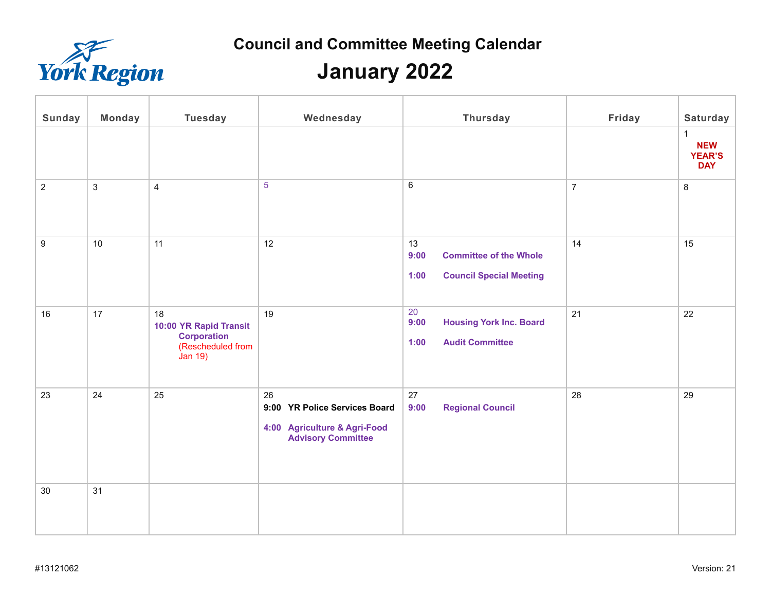York Region

# Council and Committee Meeting Calendar

## January 2022

| Sunday | Monday | Tuesday | Wednesday | Thursday | Friday | Saturday |
|---|---|---|---|---|---|---|
| | | | | | | 1 **NEW YEAR'S DAY** |
| 2 | 3 | 4 | 5 | 6 | 7 | 8 |
| 9 | 10 | 11 | 12 | 13 **9:00 Committee of the Whole** **1:00 Council Special Meeting** | 14 | 15 |
| 16 | 17 | 18 **10:00 YR Rapid Transit Corporation** (Rescheduled from Jan 19) | 19 | 20 **9:00 Housing York Inc. Board** **1:00 Audit Committee** | 21 | 22 |
| 23 | 24 | 25 | 26 **9:00 YR Police Services Board** **4:00 Agriculture & Agri-Food Advisory Committee** | 27 **9:00 Regional Council** | 28 | 29 |
| 30 | 31 | | | | | |

#13121062

Version: 21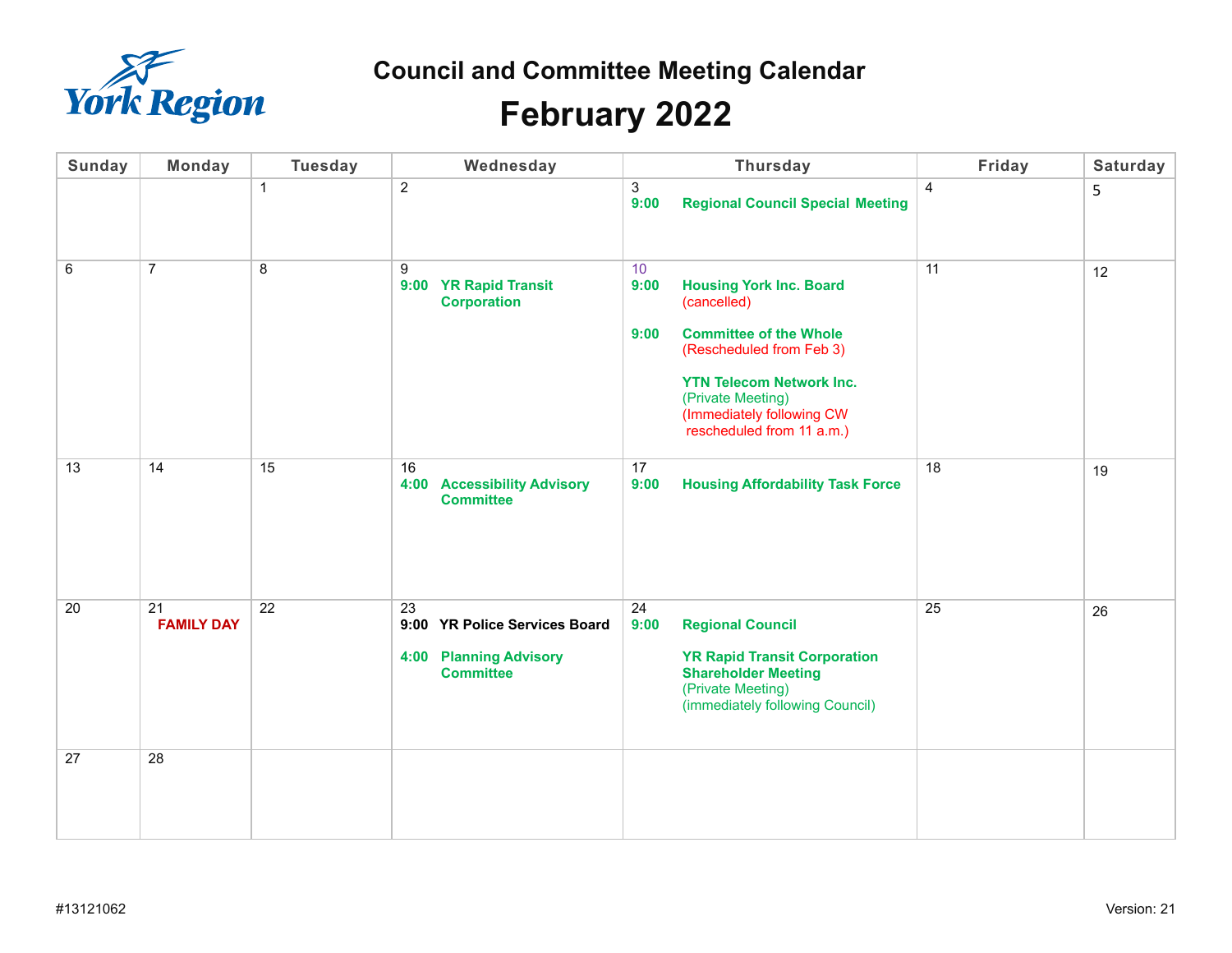# Council and Committee Meeting Calendar

## February 2022

| Sunday | Monday | Tuesday | Wednesday | Thursday | Friday | Saturday |
|---|---|---|---|---|---|---|
| | | 1 | 2 | 3<br>**9:00 Regional Council Special Meeting** | 4 | 5 |
| 6 | 7 | 8 | 9<br>**9:00 YR Rapid Transit Corporation** | 10<br>**9:00 Housing York Inc. Board** (cancelled)<br><br>**9:00 Committee of the Whole** (Rescheduled from Feb 3)<br><br>**YTN Telecom Network Inc.** (Private Meeting) (Immediately following CW rescheduled from 11 a.m.) | 11 | 12 |
| 13 | 14 | 15 | 16<br>**4:00 Accessibility Advisory Committee** | 17<br>**9:00 Housing Affordability Task Force** | 18 | 19 |
| 20 | 21<br>**FAMILY DAY** | 22 | 23<br>**9:00 YR Police Services Board**<br><br>**4:00 Planning Advisory Committee** | 24<br>**9:00 Regional Council**<br><br>**YR Rapid Transit Corporation Shareholder Meeting** (Private Meeting) (immediately following Council) | 25 | 26 |
| 27 | 28 | | | | | |

#13121062

Version: 21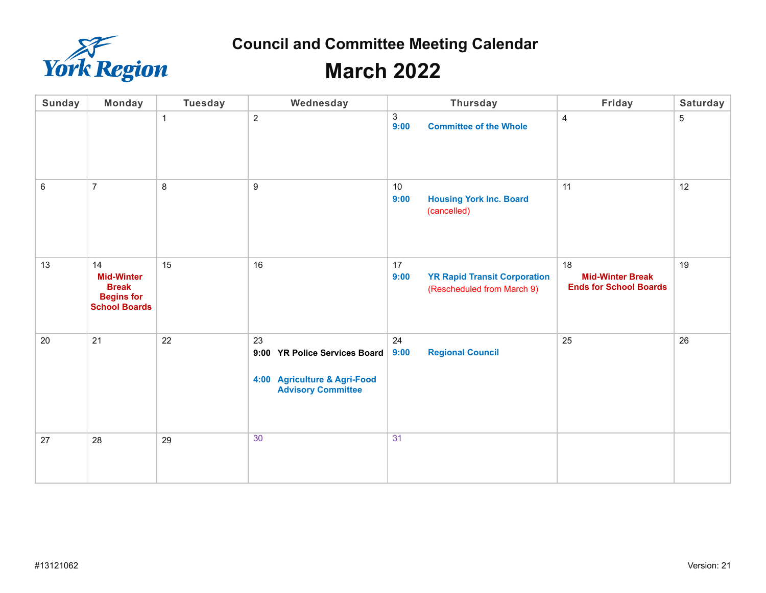York Region

# Council and Committee Meeting Calendar

# March 2022

| Sunday | Monday | Tuesday | Wednesday | Thursday | Friday | Saturday |
|---|---|---|---|---|---|---|
| | | 1 | 2 | 3<br>**9:00 Committee of the Whole** | 4 | 5 |
| 6 | 7 | 8 | 9 | 10<br>**9:00 Housing York Inc. Board** (cancelled) | 11 | 12 |
| 13 | 14<br>**Mid-Winter Break Begins for School Boards** | 15 | 16 | 17<br>**9:00 YR Rapid Transit Corporation** (Rescheduled from March 9) | 18<br>**Mid-Winter Break Ends for School Boards** | 19 |
| 20 | 21 | 22 | 23<br>**9:00 YR Police Services Board**<br><br>**4:00 Agriculture & Agri-Food Advisory Committee** | 24<br>**9:00 Regional Council** | 25 | 26 |
| 27 | 28 | 29 | 30 | 31 | | |

#13121062

Version: 21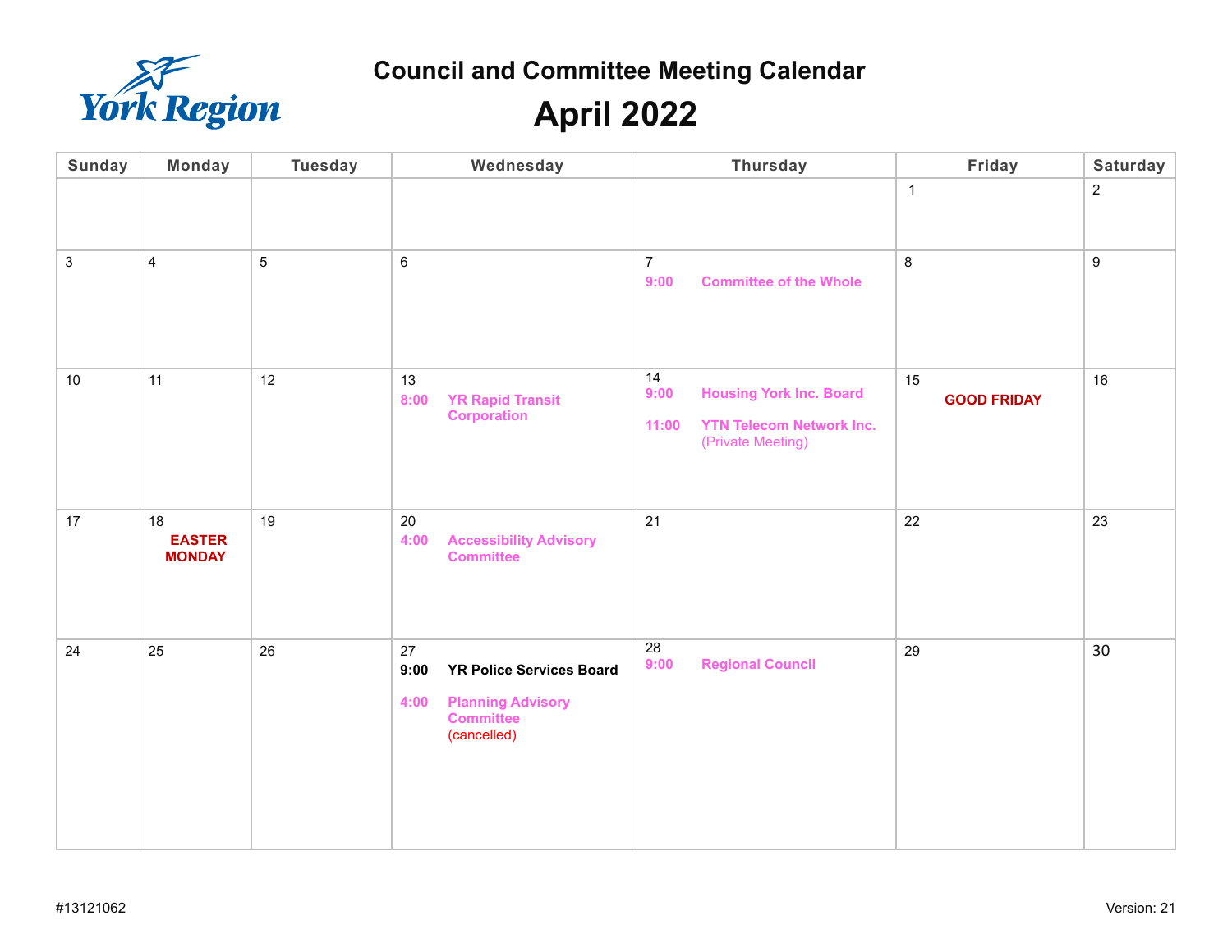# Council and Committee Meeting Calendar

## April 2022

| Sunday | Monday | Tuesday | Wednesday | Thursday | Friday | Saturday |
|---|---|---|---|---|---|---|
| | | | | | 1 | 2 |
| 3 | 4 | 5 | 6 | 7<br>**9:00 Committee of the Whole** | 8 | 9 |
| 10 | 11 | 12 | 13<br>**8:00 YR Rapid Transit Corporation** | 14<br>**9:00 Housing York Inc. Board**<br>**11:00 YTN Telecom Network Inc.** (Private Meeting) | 15<br>**GOOD FRIDAY** | 16 |
| 17 | 18<br>**EASTER MONDAY** | 19 | 20<br>**4:00 Accessibility Advisory Committee** | 21 | 22 | 23 |
| 24 | 25 | 26 | 27<br>**9:00 YR Police Services Board**<br>**4:00 Planning Advisory Committee** (cancelled) | 28<br>**9:00 Regional Council** | 29 | 30 |

#13121062

Version: 21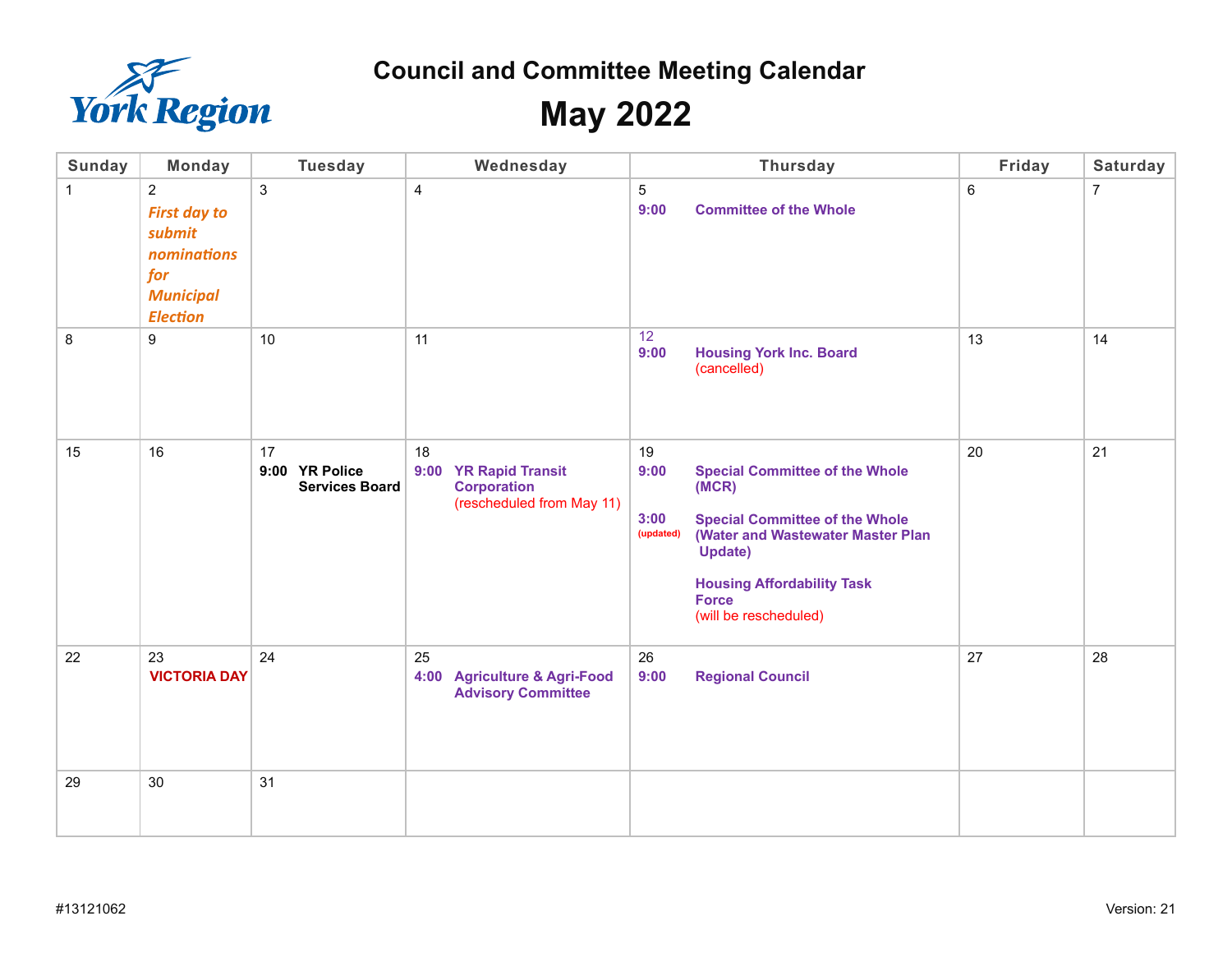York Region

# Council and Committee Meeting Calendar

# May 2022

| Sunday | Monday | Tuesday | Wednesday | Thursday | Friday | Saturday |
|---|---|---|---|---|---|---|
| 1 | 2 *First day to submit nominations for Municipal Election* | 3 | 4 | 5 **9:00 Committee of the Whole** | 6 | 7 |
| 8 | 9 | 10 | 11 | 12 **9:00 Housing York Inc. Board** (cancelled) | 13 | 14 |
| 15 | 16 | 17 **9:00 YR Police Services Board** | 18 **9:00 YR Rapid Transit Corporation** (rescheduled from May 11) | 19 **9:00 Special Committee of the Whole (MCR)** **3:00** (updated) **Special Committee of the Whole (Water and Wastewater Master Plan Update)** **Housing Affordability Task Force** (will be rescheduled) | 20 | 21 |
| 22 | 23 **VICTORIA DAY** | 24 | 25 **4:00 Agriculture & Agri-Food Advisory Committee** | 26 **9:00 Regional Council** | 27 | 28 |
| 29 | 30 | 31 | | | | |

#13121062

Version: 21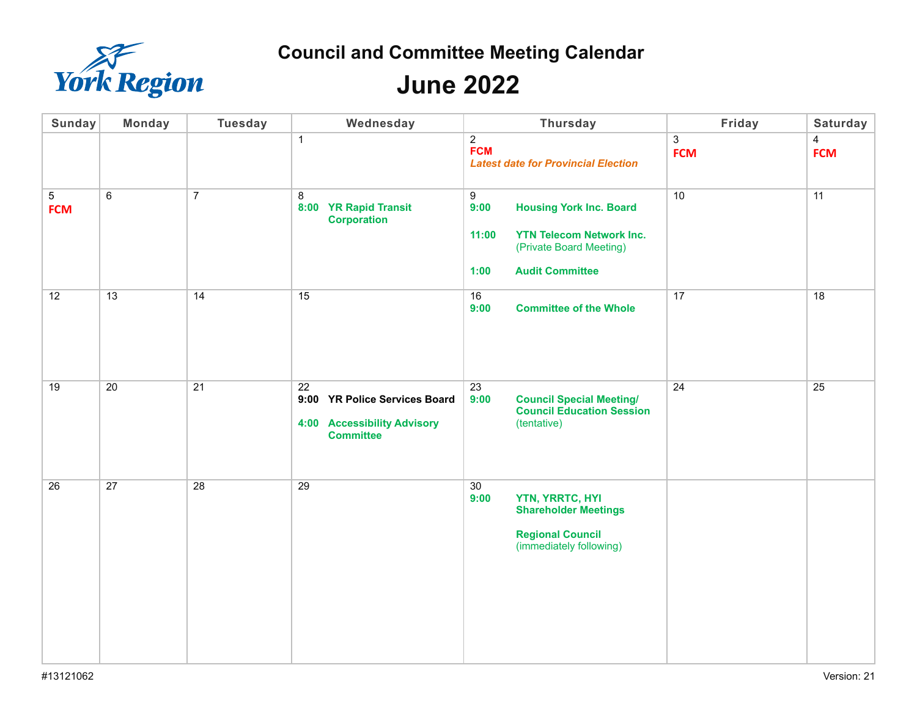York Region

# Council and Committee Meeting Calendar

# June 2022

| Sunday | Monday | Tuesday | Wednesday | Thursday | Friday | Saturday |
|---|---|---|---|---|---|---|
| | | | 1 | 2<br>**FCM**<br>***Latest date for Provincial Election*** | 3<br>**FCM** | 4<br>**FCM** |
| 5<br>**FCM** | 6 | 7 | 8<br>**8:00 YR Rapid Transit Corporation** | 9<br>**9:00 Housing York Inc. Board**<br><br>**11:00 YTN Telecom Network Inc.** (Private Board Meeting)<br><br>**1:00 Audit Committee** | 10 | 11 |
| 12 | 13 | 14 | 15 | 16<br>**9:00 Committee of the Whole** | 17 | 18 |
| 19 | 20 | 21 | 22<br>**9:00 YR Police Services Board**<br><br>**4:00 Accessibility Advisory Committee** | 23<br>**9:00 Council Special Meeting/ Council Education Session** (tentative) | 24 | 25 |
| 26 | 27 | 28 | 29 | 30<br>**9:00 YTN, YRRTC, HYI Shareholder Meetings**<br><br>**Regional Council** (immediately following) | | |

#13121062

Version: 21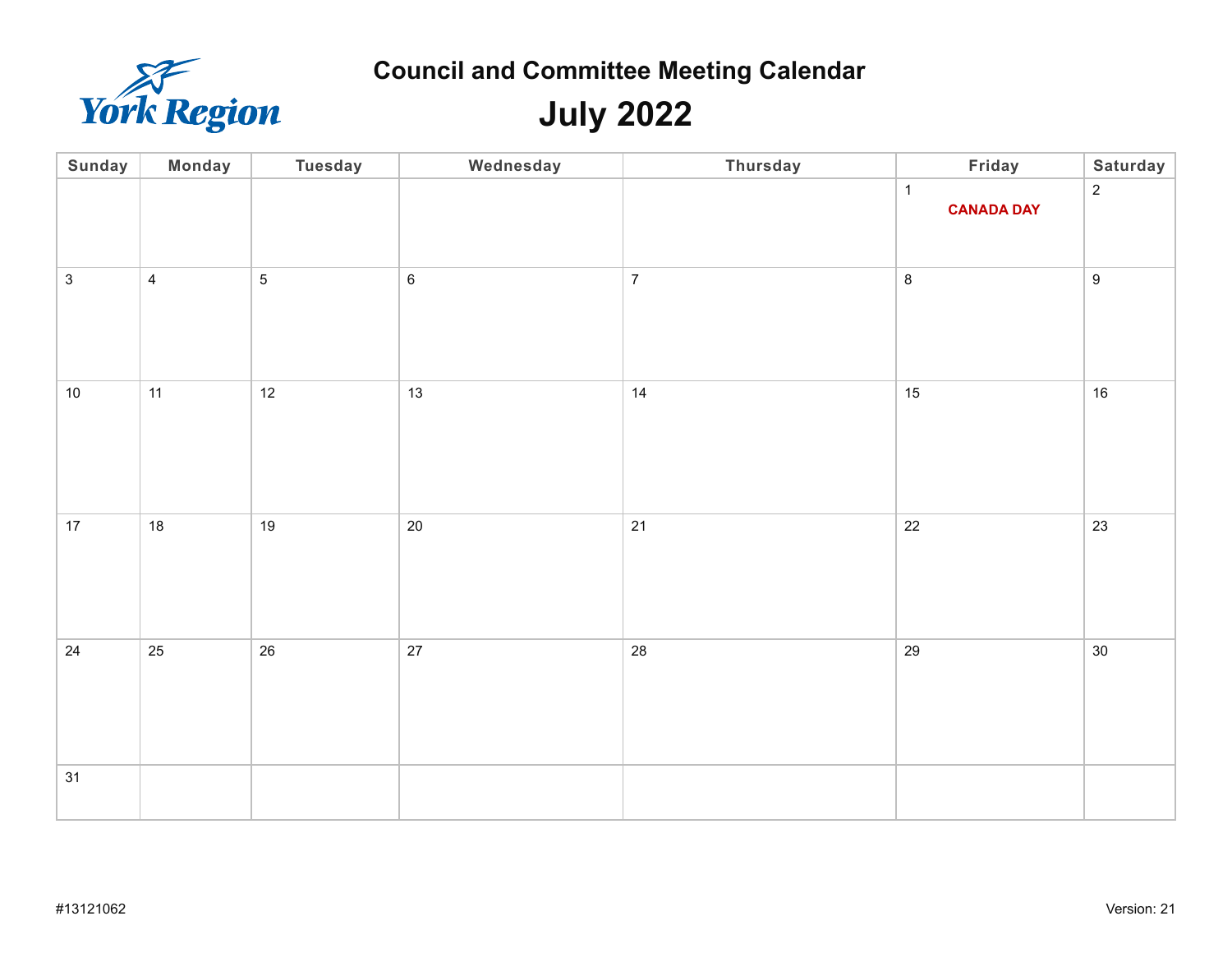York Region

# Council and Committee Meeting Calendar

## July 2022

| Sunday | Monday | Tuesday | Wednesday | Thursday | Friday | Saturday |
|---|---|---|---|---|---|---|
| | | | | | 1 **CANADA DAY** | 2 |
| 3 | 4 | 5 | 6 | 7 | 8 | 9 |
| 10 | 11 | 12 | 13 | 14 | 15 | 16 |
| 17 | 18 | 19 | 20 | 21 | 22 | 23 |
| 24 | 25 | 26 | 27 | 28 | 29 | 30 |
| 31 | | | | | | |

#13121062

Version: 21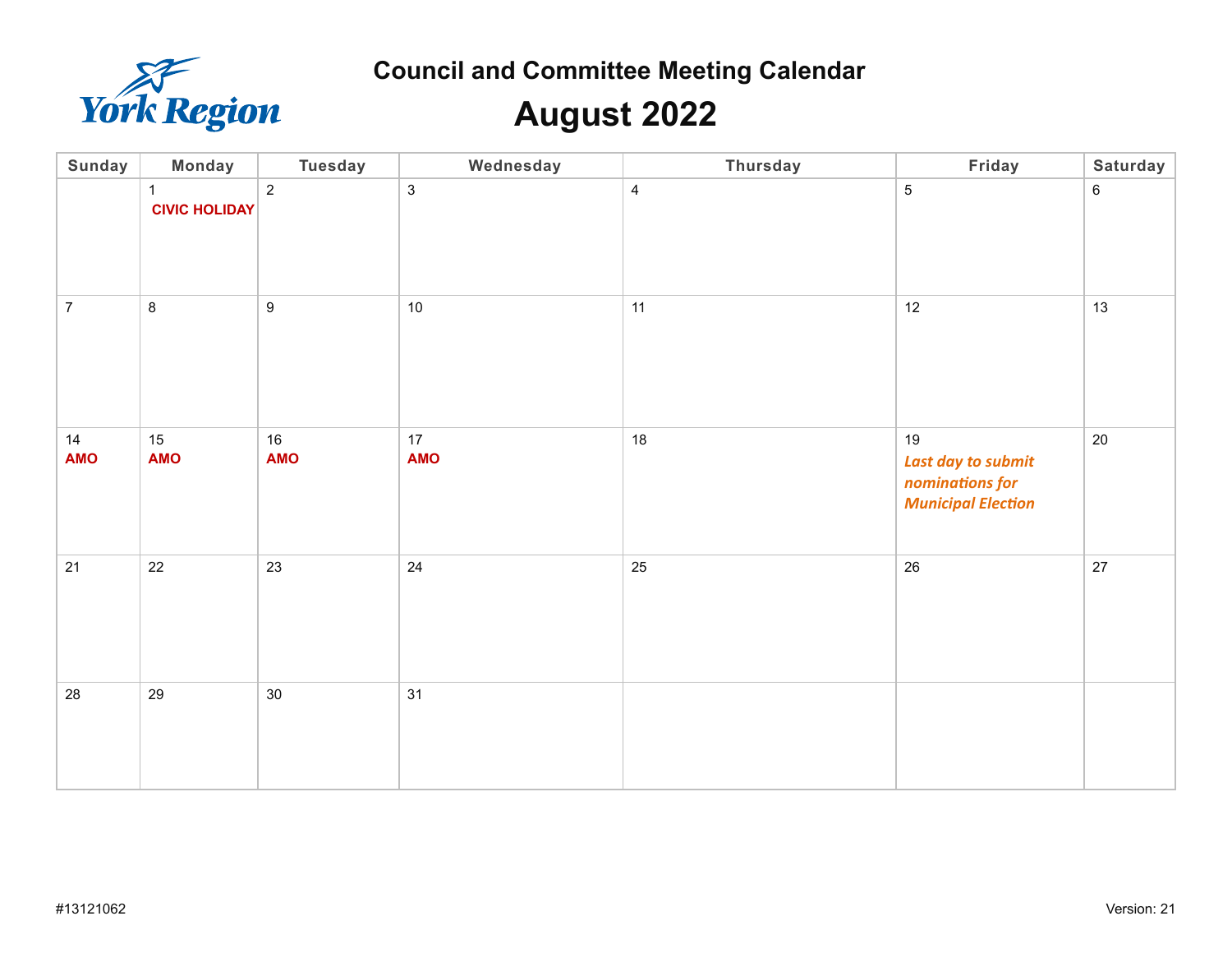York Region

# Council and Committee Meeting Calendar

# August 2022

| Sunday | Monday | Tuesday | Wednesday | Thursday | Friday | Saturday |
|---|---|---|---|---|---|---|
| | 1 **CIVIC HOLIDAY** | 2 | 3 | 4 | 5 | 6 |
| 7 | 8 | 9 | 10 | 11 | 12 | 13 |
| 14 **AMO** | 15 **AMO** | 16 **AMO** | 17 **AMO** | 18 | 19 ***Last day to submit nominations for Municipal Election*** | 20 |
| 21 | 22 | 23 | 24 | 25 | 26 | 27 |
| 28 | 29 | 30 | 31 | | | |

#13121062

Version: 21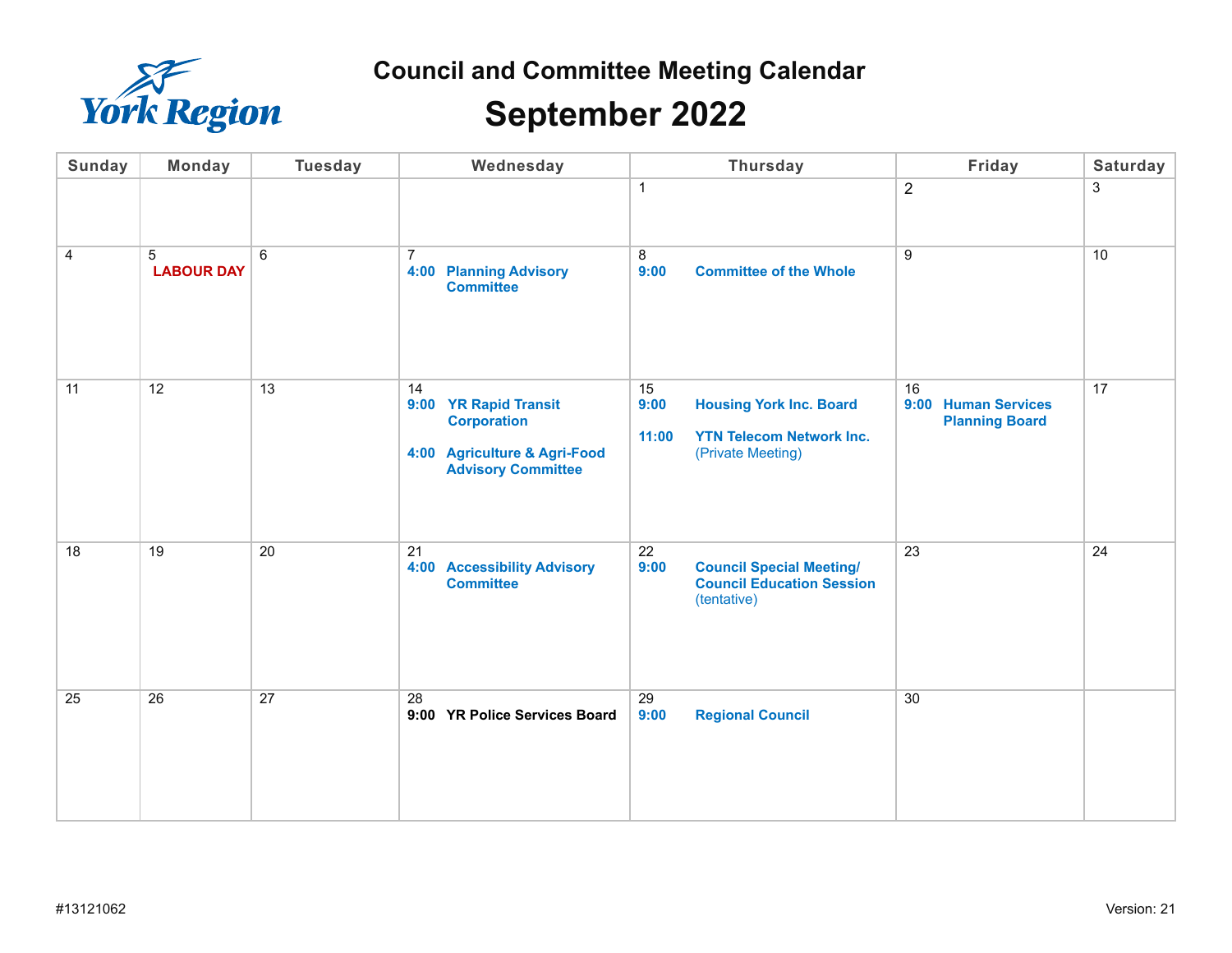York Region

# Council and Committee Meeting Calendar

## September 2022

| Sunday | Monday | Tuesday | Wednesday | Thursday | Friday | Saturday |
|---|---|---|---|---|---|---|
| | | | | 1 | 2 | 3 |
| 4 | 5 **LABOUR DAY** | 6 | 7 **4:00 Planning Advisory Committee** | 8 **9:00 Committee of the Whole** | 9 | 10 |
| 11 | 12 | 13 | 14 **9:00 YR Rapid Transit Corporation** <br> **4:00 Agriculture & Agri-Food Advisory Committee** | 15 **9:00 Housing York Inc. Board** <br> **11:00 YTN Telecom Network Inc.** (Private Meeting) | 16 **9:00 Human Services Planning Board** | 17 |
| 18 | 19 | 20 | 21 **4:00 Accessibility Advisory Committee** | 22 **9:00 Council Special Meeting/ Council Education Session** (tentative) | 23 | 24 |
| 25 | 26 | 27 | 28 **9:00 YR Police Services Board** | 29 **9:00 Regional Council** | 30 | |

#13121062

Version: 21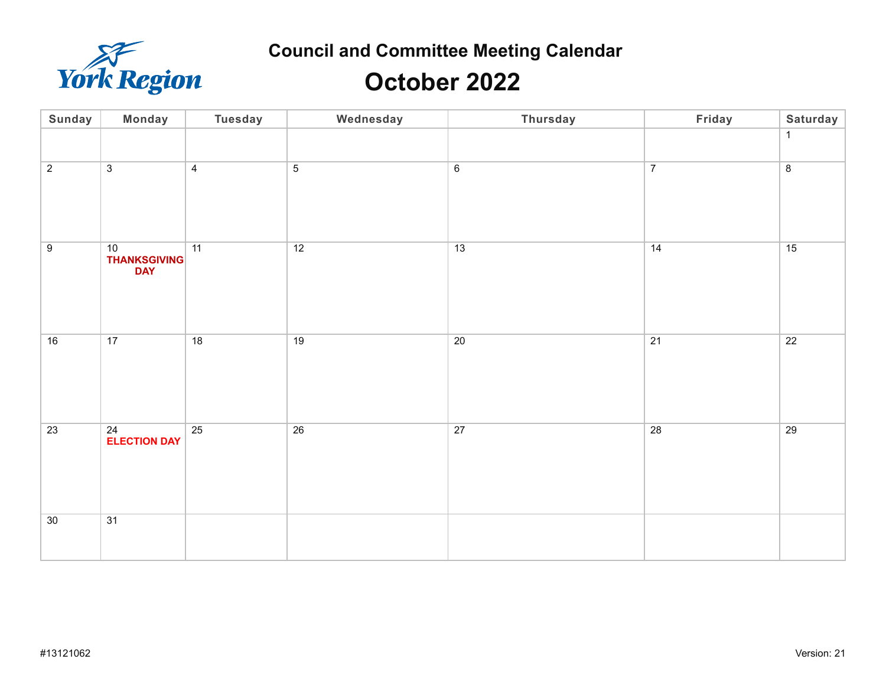York Region

# Council and Committee Meeting Calendar

## October 2022

| Sunday | Monday | Tuesday | Wednesday | Thursday | Friday | Saturday |
|---|---|---|---|---|---|---|
| | | | | | | 1 |
| 2 | 3 | 4 | 5 | 6 | 7 | 8 |
| 9 | 10 **THANKSGIVING DAY** | 11 | 12 | 13 | 14 | 15 |
| 16 | 17 | 18 | 19 | 20 | 21 | 22 |
| 23 | 24 **ELECTION DAY** | 25 | 26 | 27 | 28 | 29 |
| 30 | 31 | | | | | |

#13121062

Version: 21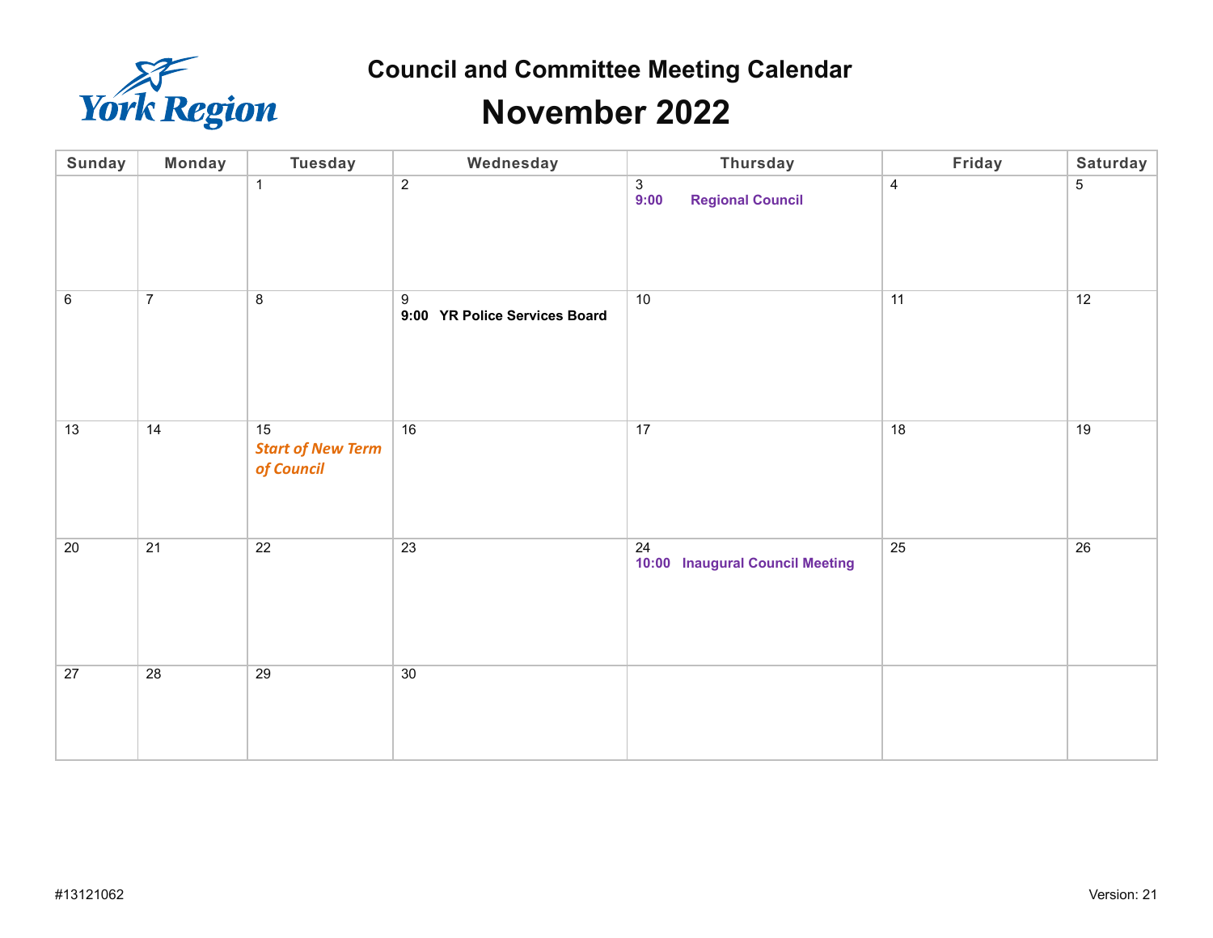# Council and Committee Meeting Calendar

# November 2022

| Sunday | Monday | Tuesday | Wednesday | Thursday | Friday | Saturday |
|---|---|---|---|---|---|---|
| | | 1 | 2 | 3<br>**9:00 Regional Council** | 4 | 5 |
| 6 | 7 | 8 | 9<br>**9:00 YR Police Services Board** | 10 | 11 | 12 |
| 13 | 14 | 15<br>***Start of New Term of Council*** | 16 | 17 | 18 | 19 |
| 20 | 21 | 22 | 23 | 24<br>**10:00 Inaugural Council Meeting** | 25 | 26 |
| 27 | 28 | 29 | 30 | | | |

#13121062

Version: 21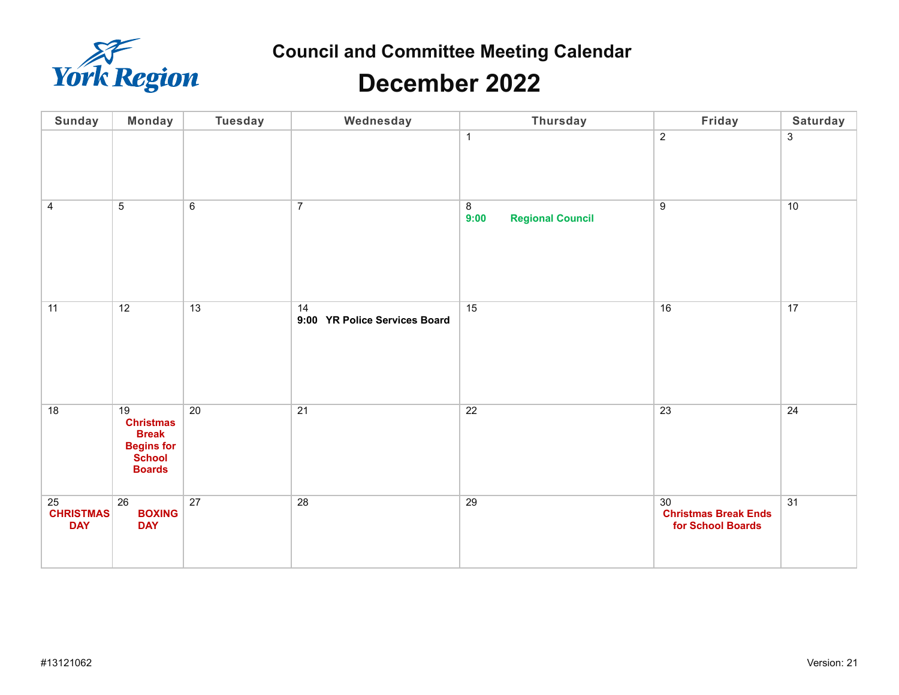York Region

# Council and Committee Meeting Calendar

## December 2022

| Sunday | Monday | Tuesday | Wednesday | Thursday | Friday | Saturday |
|---|---|---|---|---|---|---|
| | | | | 1 | 2 | 3 |
| 4 | 5 | 6 | 7 | 8 **9:00 Regional Council** | 9 | 10 |
| 11 | 12 | 13 | 14 **9:00 YR Police Services Board** | 15 | 16 | 17 |
| 18 | 19 **Christmas Break Begins for School Boards** | 20 | 21 | 22 | 23 | 24 |
| 25 **CHRISTMAS DAY** | 26 **BOXING DAY** | 27 | 28 | 29 | 30 **Christmas Break Ends for School Boards** | 31 |

#13121062

Version: 21